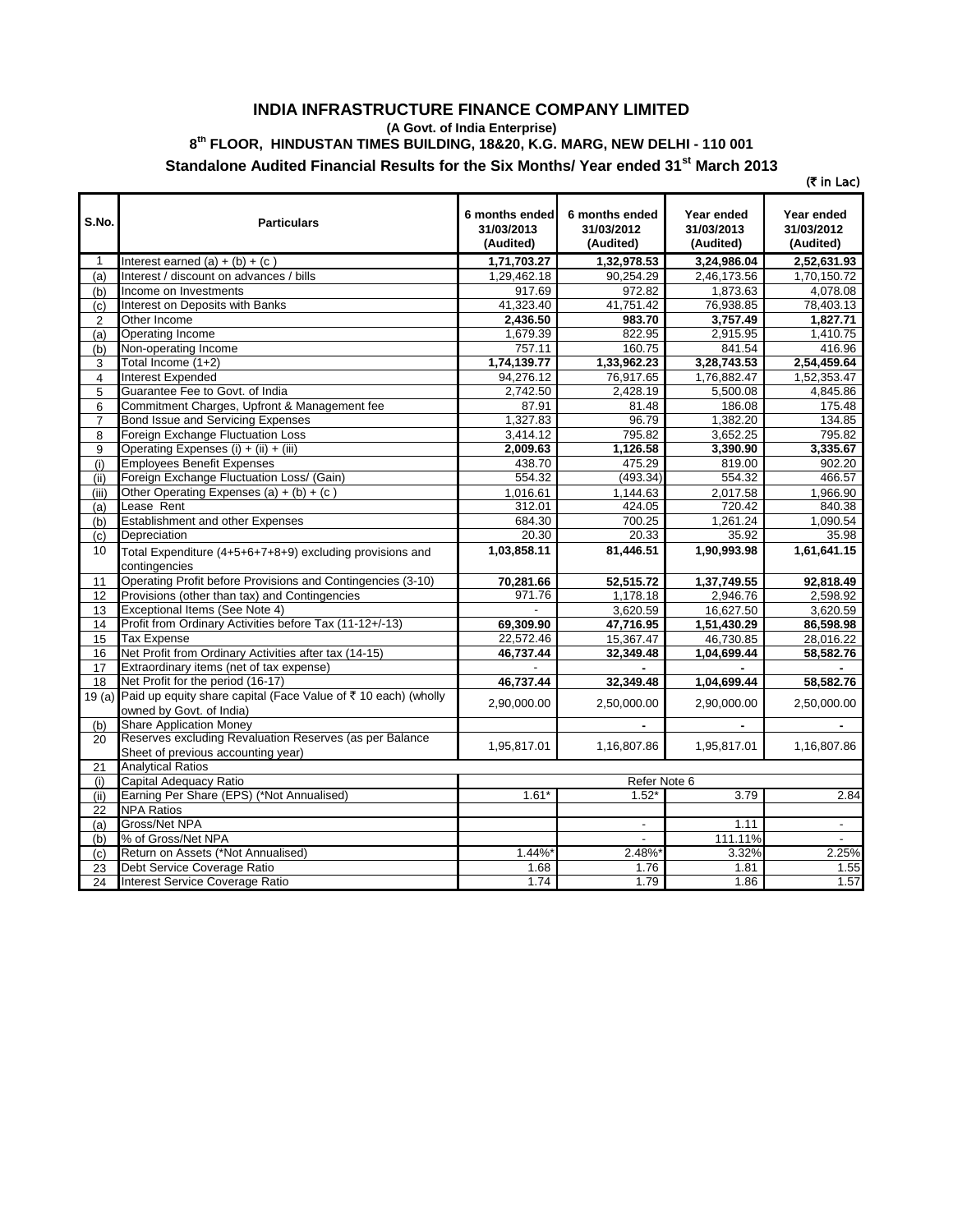# INDIA INFRASTRUCTURE FINANCE COMPANY LIMITED

**(A Govt. of India Enterprise)**

**8th FLOOR, HINDUSTAN TIMES BUILDING, 18&20, K.G. MARG, NEW DELHI - 110 001**

## Standalone Audited Financial Results for the Six Months/ Year ended 31st March 2013

(₹ in Lac)

| S.No. | Particulars | 6 months ended 31/03/2013 (Audited) | 6 months ended 31/03/2012 (Audited) | Year ended 31/03/2013 (Audited) | Year ended 31/03/2012 (Audited) |
|---|---|---|---|---|---|
| 1 | Interest earned (a) + (b) + (c ) | **1,71,703.27** | **1,32,978.53** | **3,24,986.04** | **2,52,631.93** |
| (a) | Interest / discount on advances / bills | 1,29,462.18 | 90,254.29 | 2,46,173.56 | 1,70,150.72 |
| (b) | Income on Investments | 917.69 | 972.82 | 1,873.63 | 4,078.08 |
| (c) | Interest on Deposits with Banks | 41,323.40 | 41,751.42 | 76,938.85 | 78,403.13 |
| 2 | Other Income | **2,436.50** | **983.70** | **3,757.49** | **1,827.71** |
| (a) | Operating Income | 1,679.39 | 822.95 | 2,915.95 | 1,410.75 |
| (b) | Non-operating Income | 757.11 | 160.75 | 841.54 | 416.96 |
| 3 | Total Income (1+2) | **1,74,139.77** | **1,33,962.23** | **3,28,743.53** | **2,54,459.64** |
| 4 | Interest Expended | 94,276.12 | 76,917.65 | 1,76,882.47 | 1,52,353.47 |
| 5 | Guarantee Fee to Govt. of India | 2,742.50 | 2,428.19 | 5,500.08 | 4,845.86 |
| 6 | Commitment Charges, Upfront & Management fee | 87.91 | 81.48 | 186.08 | 175.48 |
| 7 | Bond Issue and Servicing Expenses | 1,327.83 | 96.79 | 1,382.20 | 134.85 |
| 8 | Foreign Exchange Fluctuation Loss | 3,414.12 | 795.82 | 3,652.25 | 795.82 |
| 9 | Operating Expenses (i) + (ii) + (iii) | **2,009.63** | **1,126.58** | **3,390.90** | **3,335.67** |
| (i) | Employees Benefit Expenses | 438.70 | 475.29 | 819.00 | 902.20 |
| (ii) | Foreign Exchange Fluctuation Loss/ (Gain) | 554.32 | (493.34) | 554.32 | 466.57 |
| (iii) | Other Operating Expenses (a) + (b) + (c ) | 1,016.61 | 1,144.63 | 2,017.58 | 1,966.90 |
| (a) | Lease Rent | 312.01 | 424.05 | 720.42 | 840.38 |
| (b) | Establishment and other Expenses | 684.30 | 700.25 | 1,261.24 | 1,090.54 |
| (c) | Depreciation | 20.30 | 20.33 | 35.92 | 35.98 |
| 10 | Total Expenditure (4+5+6+7+8+9) excluding provisions and contingencies | **1,03,858.11** | **81,446.51** | **1,90,993.98** | **1,61,641.15** |
| 11 | Operating Profit before Provisions and Contingencies (3-10) | **70,281.66** | **52,515.72** | **1,37,749.55** | **92,818.49** |
| 12 | Provisions (other than tax) and Contingencies | 971.76 | 1,178.18 | 2,946.76 | 2,598.92 |
| 13 | Exceptional Items (See Note 4) | - | 3,620.59 | 16,627.50 | 3,620.59 |
| 14 | Profit from Ordinary Activities before Tax (11-12+/-13) | **69,309.90** | **47,716.95** | **1,51,430.29** | **86,598.98** |
| 15 | Tax Expense | 22,572.46 | 15,367.47 | 46,730.85 | 28,016.22 |
| 16 | Net Profit from Ordinary Activities after tax (14-15) | **46,737.44** | **32,349.48** | **1,04,699.44** | **58,582.76** |
| 17 | Extraordinary items (net of tax expense) | - | **-** | **-** | **-** |
| 18 | Net Profit for the period (16-17) | **46,737.44** | **32,349.48** | **1,04,699.44** | **58,582.76** |
| 19 (a) | Paid up equity share capital (Face Value of ₹ 10 each) (wholly owned by Govt. of India) | 2,90,000.00 | 2,50,000.00 | 2,90,000.00 | 2,50,000.00 |
| (b) | Share Application Money | | **-** | **-** | **-** |
| 20 | Reserves excluding Revaluation Reserves (as per Balance Sheet of previous accounting year) | 1,95,817.01 | 1,16,807.86 | 1,95,817.01 | 1,16,807.86 |
| 21 | Analytical Ratios | | | | |
| (i) | Capital Adequacy Ratio | Refer Note 6 | | | |
| (ii) | Earning Per Share (EPS) (*Not Annualised) | 1.61* | 1.52* | 3.79 | 2.84 |
| 22 | NPA Ratios | | | | |
| (a) | Gross/Net NPA | | - | 1.11 | - |
| (b) | % of Gross/Net NPA | | - | 111.11% | - |
| (c) | Return on Assets (*Not Annualised) | 1.44%* | 2.48%* | 3.32% | 2.25% |
| 23 | Debt Service Coverage Ratio | 1.68 | 1.76 | 1.81 | 1.55 |
| 24 | Interest Service Coverage Ratio | 1.74 | 1.79 | 1.86 | 1.57 |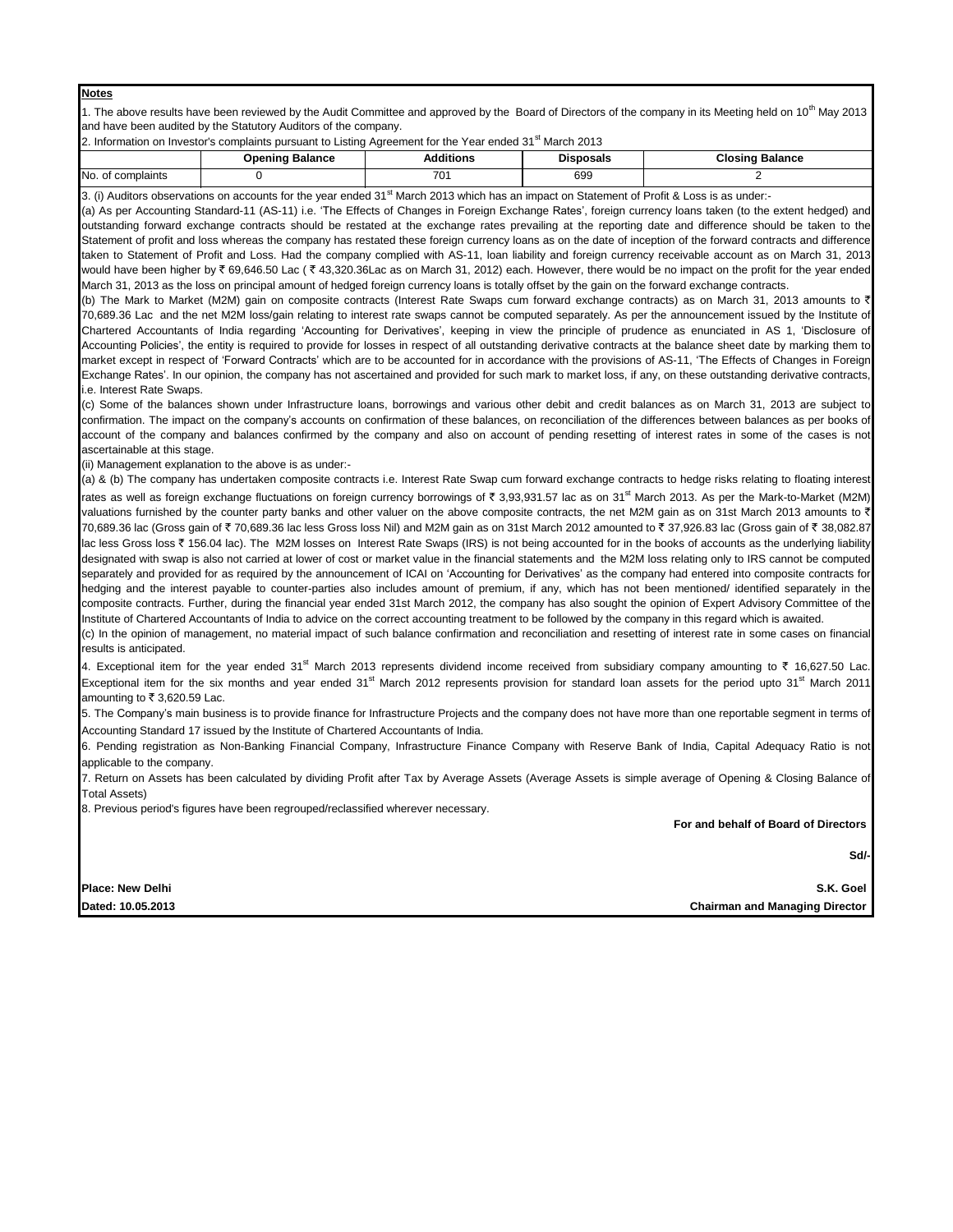**Notes**

1. The above results have been reviewed by the Audit Committee and approved by the Board of Directors of the company in its Meeting held on 10th May 2013 and have been audited by the Statutory Auditors of the company.

2. Information on Investor's complaints pursuant to Listing Agreement for the Year ended 31st March 2013

| | Opening Balance | Additions | Disposals | Closing Balance |
|---|---|---|---|---|
| No. of complaints | 0 | 701 | 699 | 2 |

3. (i) Auditors observations on accounts for the year ended 31st March 2013 which has an impact on Statement of Profit & Loss is as under:-

(a) As per Accounting Standard-11 (AS-11) i.e. 'The Effects of Changes in Foreign Exchange Rates', foreign currency loans taken (to the extent hedged) and outstanding forward exchange contracts should be restated at the exchange rates prevailing at the reporting date and difference should be taken to the Statement of profit and loss whereas the company has restated these foreign currency loans as on the date of inception of the forward contracts and difference taken to Statement of Profit and Loss. Had the company complied with AS-11, loan liability and foreign currency receivable account as on March 31, 2013 would have been higher by ₹ 69,646.50 Lac ( ₹ 43,320.36Lac as on March 31, 2012) each. However, there would be no impact on the profit for the year ended March 31, 2013 as the loss on principal amount of hedged foreign currency loans is totally offset by the gain on the forward exchange contracts.

(b) The Mark to Market (M2M) gain on composite contracts (Interest Rate Swaps cum forward exchange contracts) as on March 31, 2013 amounts to ₹ 70,689.36 Lac and the net M2M loss/gain relating to interest rate swaps cannot be computed separately. As per the announcement issued by the Institute of Chartered Accountants of India regarding 'Accounting for Derivatives', keeping in view the principle of prudence as enunciated in AS 1, 'Disclosure of Accounting Policies', the entity is required to provide for losses in respect of all outstanding derivative contracts at the balance sheet date by marking them to market except in respect of 'Forward Contracts' which are to be accounted for in accordance with the provisions of AS-11, 'The Effects of Changes in Foreign Exchange Rates'. In our opinion, the company has not ascertained and provided for such mark to market loss, if any, on these outstanding derivative contracts, i.e. Interest Rate Swaps.

(c) Some of the balances shown under Infrastructure loans, borrowings and various other debit and credit balances as on March 31, 2013 are subject to confirmation. The impact on the company's accounts on confirmation of these balances, on reconciliation of the differences between balances as per books of account of the company and balances confirmed by the company and also on account of pending resetting of interest rates in some of the cases is not ascertainable at this stage.

(ii) Management explanation to the above is as under:-

(a) & (b) The company has undertaken composite contracts i.e. Interest Rate Swap cum forward exchange contracts to hedge risks relating to floating interest rates as well as foreign exchange fluctuations on foreign currency borrowings of ₹ 3,93,931.57 lac as on 31st March 2013. As per the Mark-to-Market (M2M) valuations furnished by the counter party banks and other valuer on the above composite contracts, the net M2M gain as on 31st March 2013 amounts to ₹ 70,689.36 lac (Gross gain of ₹ 70,689.36 lac less Gross loss Nil) and M2M gain as on 31st March 2012 amounted to ₹ 37,926.83 lac (Gross gain of ₹ 38,082.87 lac less Gross loss ₹ 156.04 lac). The M2M losses on Interest Rate Swaps (IRS) is not being accounted for in the books of accounts as the underlying liability designated with swap is also not carried at lower of cost or market value in the financial statements and the M2M loss relating only to IRS cannot be computed separately and provided for as required by the announcement of ICAI on 'Accounting for Derivatives' as the company had entered into composite contracts for hedging and the interest payable to counter-parties also includes amount of premium, if any, which has not been mentioned/ identified separately in the composite contracts. Further, during the financial year ended 31st March 2012, the company has also sought the opinion of Expert Advisory Committee of the Institute of Chartered Accountants of India to advice on the correct accounting treatment to be followed by the company in this regard which is awaited.

(c) In the opinion of management, no material impact of such balance confirmation and reconciliation and resetting of interest rate in some cases on financial results is anticipated.

4. Exceptional item for the year ended 31st March 2013 represents dividend income received from subsidiary company amounting to ₹ 16,627.50 Lac. Exceptional item for the six months and year ended 31st March 2012 represents provision for standard loan assets for the period upto 31st March 2011 amounting to ₹ 3,620.59 Lac.

5. The Company's main business is to provide finance for Infrastructure Projects and the company does not have more than one reportable segment in terms of Accounting Standard 17 issued by the Institute of Chartered Accountants of India.

6. Pending registration as Non-Banking Financial Company, Infrastructure Finance Company with Reserve Bank of India, Capital Adequacy Ratio is not applicable to the company.

7. Return on Assets has been calculated by dividing Profit after Tax by Average Assets (Average Assets is simple average of Opening & Closing Balance of Total Assets)

8. Previous period's figures have been regrouped/reclassified wherever necessary.

**For and behalf of Board of Directors**

**Sd/-**

**Place: New Delhi**

**Dated: 10.05.2013**

**S.K. Goel**

**Chairman and Managing Director**